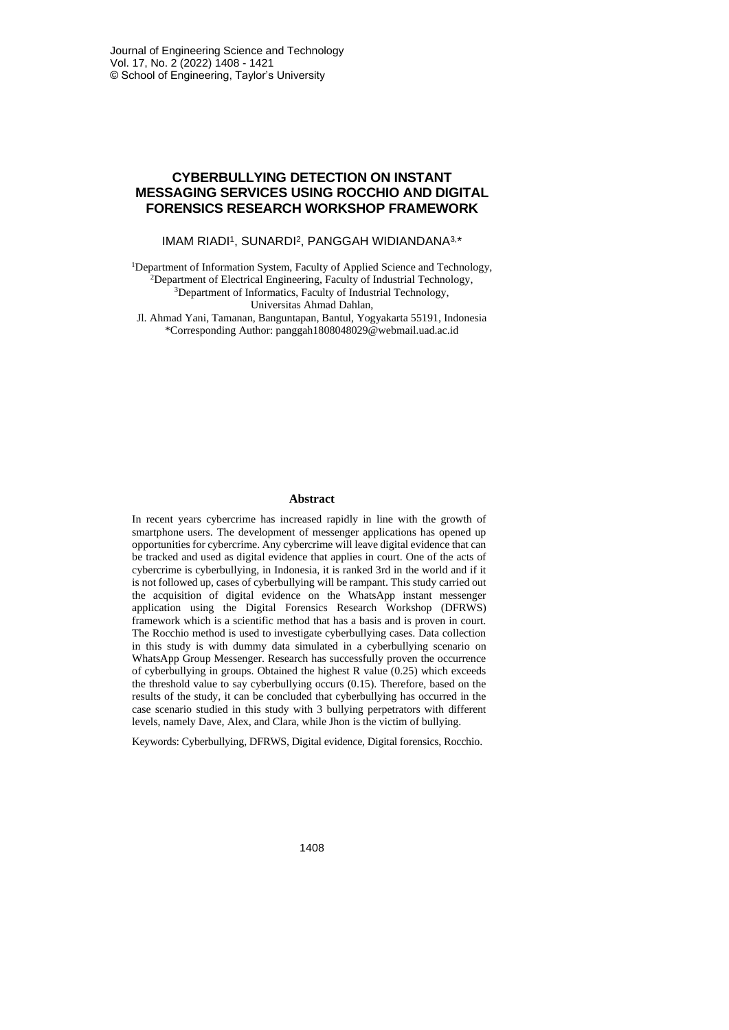# CYBERBULLYING DETECTION ON INSTANT MESSAGING SERVICES USING ROCCHIO AND DIGITAL FORENSICS RESEARCH WORKSHOP FRAMEWORK

IMAM RIADI[1], SUNARDI[2], PANGGAH WIDIANDANA[3,*]

[1]Department of Information System, Faculty of Applied Science and Technology,
[2]Department of Electrical Engineering, Faculty of Industrial Technology,
[3]Department of Informatics, Faculty of Industrial Technology,
Universitas Ahmad Dahlan,
Jl. Ahmad Yani, Tamanan, Banguntapan, Bantul, Yogyakarta 55191, Indonesia
*Corresponding Author: panggah1808048029@webmail.uad.ac.id

## Abstract

In recent years cybercrime has increased rapidly in line with the growth of smartphone users. The development of messenger applications has opened up opportunities for cybercrime. Any cybercrime will leave digital evidence that can be tracked and used as digital evidence that applies in court. One of the acts of cybercrime is cyberbullying, in Indonesia, it is ranked 3rd in the world and if it is not followed up, cases of cyberbullying will be rampant. This study carried out the acquisition of digital evidence on the WhatsApp instant messenger application using the Digital Forensics Research Workshop (DFRWS) framework which is a scientific method that has a basis and is proven in court. The Rocchio method is used to investigate cyberbullying cases. Data collection in this study is with dummy data simulated in a cyberbullying scenario on WhatsApp Group Messenger. Research has successfully proven the occurrence of cyberbullying in groups. Obtained the highest R value (0.25) which exceeds the threshold value to say cyberbullying occurs (0.15). Therefore, based on the results of the study, it can be concluded that cyberbullying has occurred in the case scenario studied in this study with 3 bullying perpetrators with different levels, namely Dave, Alex, and Clara, while Jhon is the victim of bullying.

Keywords: Cyberbullying, DFRWS, Digital evidence, Digital forensics, Rocchio.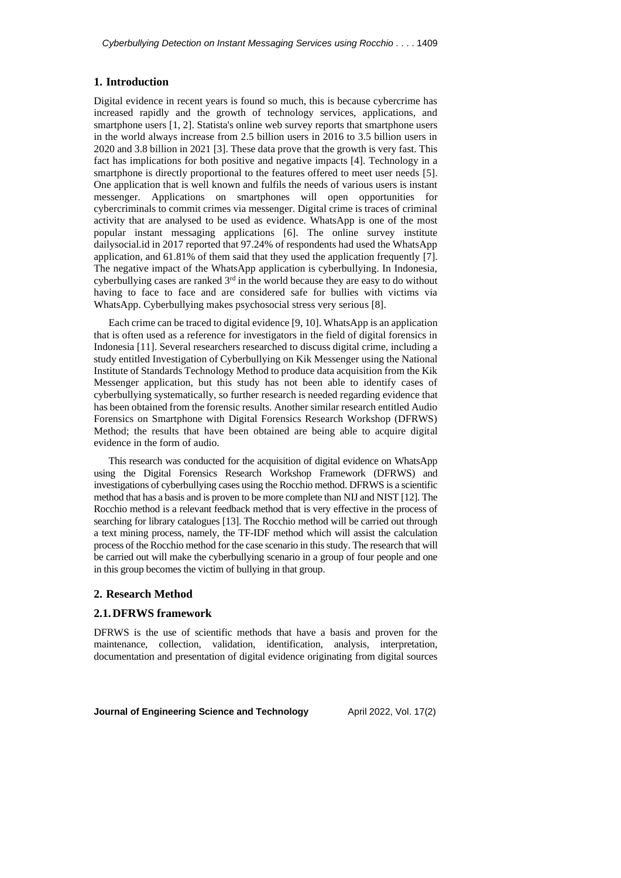## 1. Introduction

Digital evidence in recent years is found so much, this is because cybercrime has increased rapidly and the growth of technology services, applications, and smartphone users [1, 2]. Statista's online web survey reports that smartphone users in the world always increase from 2.5 billion users in 2016 to 3.5 billion users in 2020 and 3.8 billion in 2021 [3]. These data prove that the growth is very fast. This fact has implications for both positive and negative impacts [4]. Technology in a smartphone is directly proportional to the features offered to meet user needs [5]. One application that is well known and fulfils the needs of various users is instant messenger. Applications on smartphones will open opportunities for cybercriminals to commit crimes via messenger. Digital crime is traces of criminal activity that are analysed to be used as evidence. WhatsApp is one of the most popular instant messaging applications [6]. The online survey institute dailysocial.id in 2017 reported that 97.24% of respondents had used the WhatsApp application, and 61.81% of them said that they used the application frequently [7]. The negative impact of the WhatsApp application is cyberbullying. In Indonesia, cyberbullying cases are ranked 3rd in the world because they are easy to do without having to face to face and are considered safe for bullies with victims via WhatsApp. Cyberbullying makes psychosocial stress very serious [8].

Each crime can be traced to digital evidence [9, 10]. WhatsApp is an application that is often used as a reference for investigators in the field of digital forensics in Indonesia [11]. Several researchers researched to discuss digital crime, including a study entitled Investigation of Cyberbullying on Kik Messenger using the National Institute of Standards Technology Method to produce data acquisition from the Kik Messenger application, but this study has not been able to identify cases of cyberbullying systematically, so further research is needed regarding evidence that has been obtained from the forensic results. Another similar research entitled Audio Forensics on Smartphone with Digital Forensics Research Workshop (DFRWS) Method; the results that have been obtained are being able to acquire digital evidence in the form of audio.

This research was conducted for the acquisition of digital evidence on WhatsApp using the Digital Forensics Research Workshop Framework (DFRWS) and investigations of cyberbullying cases using the Rocchio method. DFRWS is a scientific method that has a basis and is proven to be more complete than NIJ and NIST [12]. The Rocchio method is a relevant feedback method that is very effective in the process of searching for library catalogues [13]. The Rocchio method will be carried out through a text mining process, namely, the TF-IDF method which will assist the calculation process of the Rocchio method for the case scenario in this study. The research that will be carried out will make the cyberbullying scenario in a group of four people and one in this group becomes the victim of bullying in that group.

## 2. Research Method

### 2.1. DFRWS framework

DFRWS is the use of scientific methods that have a basis and proven for the maintenance, collection, validation, identification, analysis, interpretation, documentation and presentation of digital evidence originating from digital sources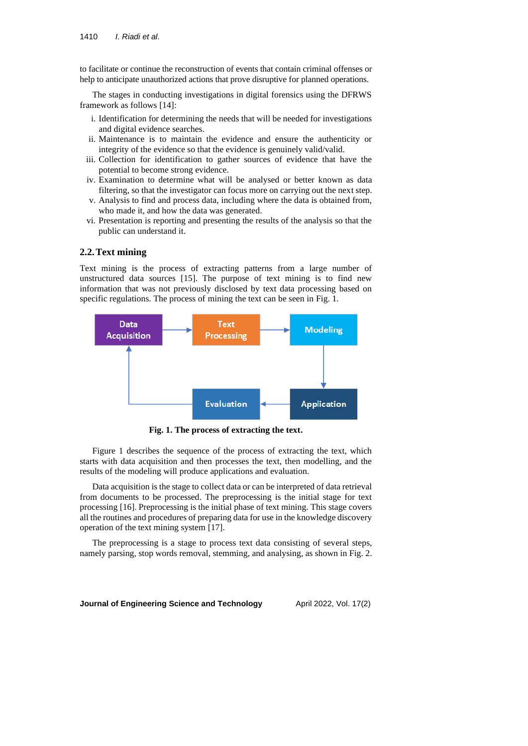to facilitate or continue the reconstruction of events that contain criminal offenses or help to anticipate unauthorized actions that prove disruptive for planned operations.

The stages in conducting investigations in digital forensics using the DFRWS framework as follows [14]:

i. Identification for determining the needs that will be needed for investigations and digital evidence searches.
ii. Maintenance is to maintain the evidence and ensure the authenticity or integrity of the evidence so that the evidence is genuinely valid/valid.
iii. Collection for identification to gather sources of evidence that have the potential to become strong evidence.
iv. Examination to determine what will be analysed or better known as data filtering, so that the investigator can focus more on carrying out the next step.
v. Analysis to find and process data, including where the data is obtained from, who made it, and how the data was generated.
vi. Presentation is reporting and presenting the results of the analysis so that the public can understand it.

## 2.2. Text mining

Text mining is the process of extracting patterns from a large number of unstructured data sources [15]. The purpose of text mining is to find new information that was not previously disclosed by text data processing based on specific regulations. The process of mining the text can be seen in Fig. 1.

Data Acquisition → Text Processing → Modeling → Application → Evaluation → Data Acquisition

**Fig. 1. The process of extracting the text.**

Figure 1 describes the sequence of the process of extracting the text, which starts with data acquisition and then processes the text, then modelling, and the results of the modeling will produce applications and evaluation.

Data acquisition is the stage to collect data or can be interpreted of data retrieval from documents to be processed. The preprocessing is the initial stage for text processing [16]. Preprocessing is the initial phase of text mining. This stage covers all the routines and procedures of preparing data for use in the knowledge discovery operation of the text mining system [17].

The preprocessing is a stage to process text data consisting of several steps, namely parsing, stop words removal, stemming, and analysing, as shown in Fig. 2.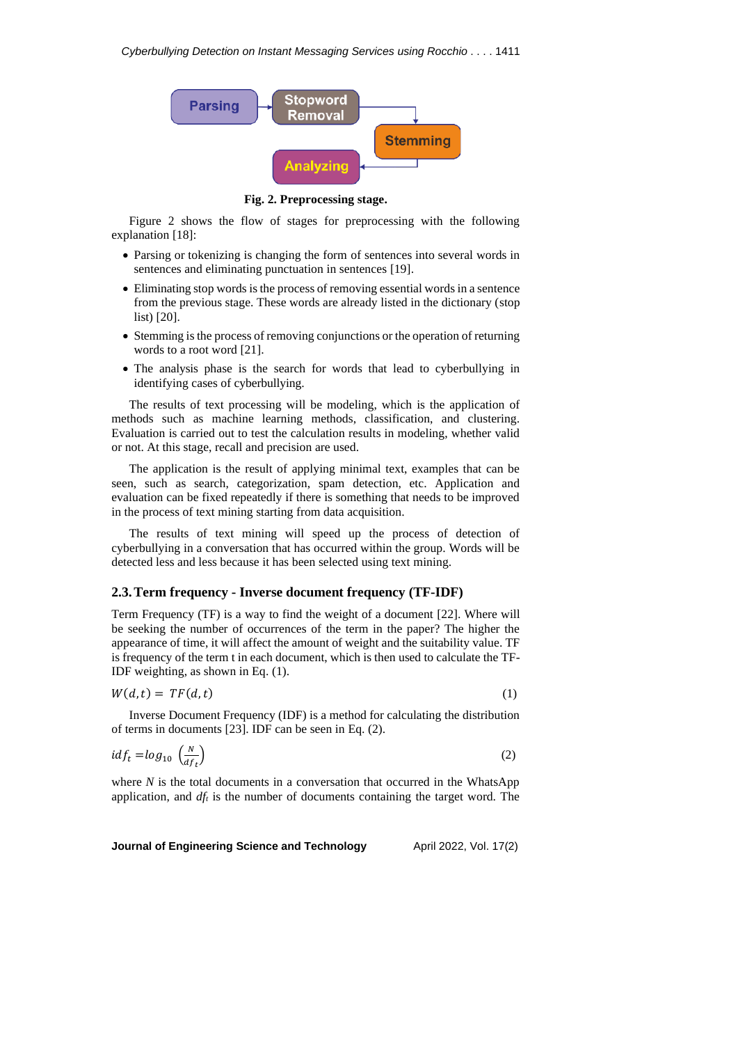Fig. 2. Preprocessing stage.

Figure 2 shows the flow of stages for preprocessing with the following explanation [18]:

- Parsing or tokenizing is changing the form of sentences into several words in sentences and eliminating punctuation in sentences [19].
- Eliminating stop words is the process of removing essential words in a sentence from the previous stage. These words are already listed in the dictionary (stop list) [20].
- Stemming is the process of removing conjunctions or the operation of returning words to a root word [21].
- The analysis phase is the search for words that lead to cyberbullying in identifying cases of cyberbullying.

The results of text processing will be modeling, which is the application of methods such as machine learning methods, classification, and clustering. Evaluation is carried out to test the calculation results in modeling, whether valid or not. At this stage, recall and precision are used.

The application is the result of applying minimal text, examples that can be seen, such as search, categorization, spam detection, etc. Application and evaluation can be fixed repeatedly if there is something that needs to be improved in the process of text mining starting from data acquisition.

The results of text mining will speed up the process of detection of cyberbullying in a conversation that has occurred within the group. Words will be detected less and less because it has been selected using text mining.

## 2.3. Term frequency - Inverse document frequency (TF-IDF)

Term Frequency (TF) is a way to find the weight of a document [22]. Where will be seeking the number of occurrences of the term in the paper? The higher the appearance of time, it will affect the amount of weight and the suitability value. TF is frequency of the term t in each document, which is then used to calculate the TF-IDF weighting, as shown in Eq. (1).

$$W(d,t) = TF(d,t) \tag{1}$$

Inverse Document Frequency (IDF) is a method for calculating the distribution of terms in documents [23]. IDF can be seen in Eq. (2).

$$idf_t = log_{10}\left(\frac{N}{df_t}\right) \tag{2}$$

where $N$ is the total documents in a conversation that occurred in the WhatsApp application, and $df_t$ is the number of documents containing the target word. The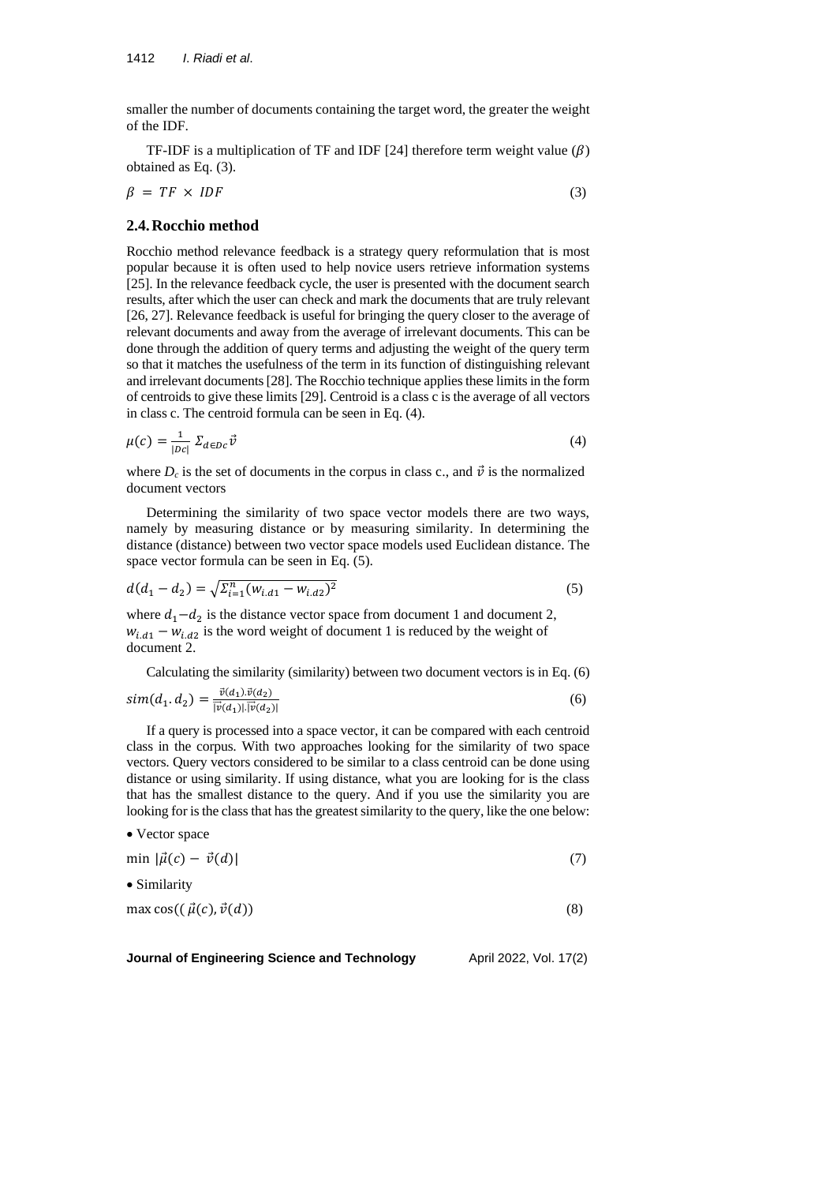smaller the number of documents containing the target word, the greater the weight of the IDF.

TF-IDF is a multiplication of TF and IDF [24] therefore term weight value ($\beta$) obtained as Eq. (3).

$$\beta = TF \times IDF \tag{3}$$

## 2.4. Rocchio method

Rocchio method relevance feedback is a strategy query reformulation that is most popular because it is often used to help novice users retrieve information systems [25]. In the relevance feedback cycle, the user is presented with the document search results, after which the user can check and mark the documents that are truly relevant [26, 27]. Relevance feedback is useful for bringing the query closer to the average of relevant documents and away from the average of irrelevant documents. This can be done through the addition of query terms and adjusting the weight of the query term so that it matches the usefulness of the term in its function of distinguishing relevant and irrelevant documents [28]. The Rocchio technique applies these limits in the form of centroids to give these limits [29]. Centroid is a class c is the average of all vectors in class c. The centroid formula can be seen in Eq. (4).

$$\mu(c) = \frac{1}{|Dc|} \Sigma_{d \in Dc} \vec{v} \tag{4}$$

where $D_c$ is the set of documents in the corpus in class c., and $\vec{v}$ is the normalized document vectors

Determining the similarity of two space vector models there are two ways, namely by measuring distance or by measuring similarity. In determining the distance (distance) between two vector space models used Euclidean distance. The space vector formula can be seen in Eq. (5).

$$d(d_1 - d_2) = \sqrt{\Sigma_{i=1}^{n} (w_{i.d1} - w_{i.d2})^2} \tag{5}$$

where $d_1 - d_2$ is the distance vector space from document 1 and document 2, $w_{i.d1} - w_{i.d2}$ is the word weight of document 1 is reduced by the weight of document 2.

Calculating the similarity (similarity) between two document vectors is in Eq. (6)

$$sim(d_1 . d_2) = \frac{\vec{v}(d_1) . \vec{v}(d_2)}{|\vec{v}(d_1)| . |\vec{v}(d_2)|} \tag{6}$$

If a query is processed into a space vector, it can be compared with each centroid class in the corpus. With two approaches looking for the similarity of two space vectors. Query vectors considered to be similar to a class centroid can be done using distance or using similarity. If using distance, what you are looking for is the class that has the smallest distance to the query. And if you use the similarity you are looking for is the class that has the greatest similarity to the query, like the one below:

- Vector space

$$\min |\vec{\mu}(c) - \vec{v}(d)| \tag{7}$$

- Similarity

$$\max \cos((\vec{\mu}(c), \vec{v}(d)) \tag{8}$$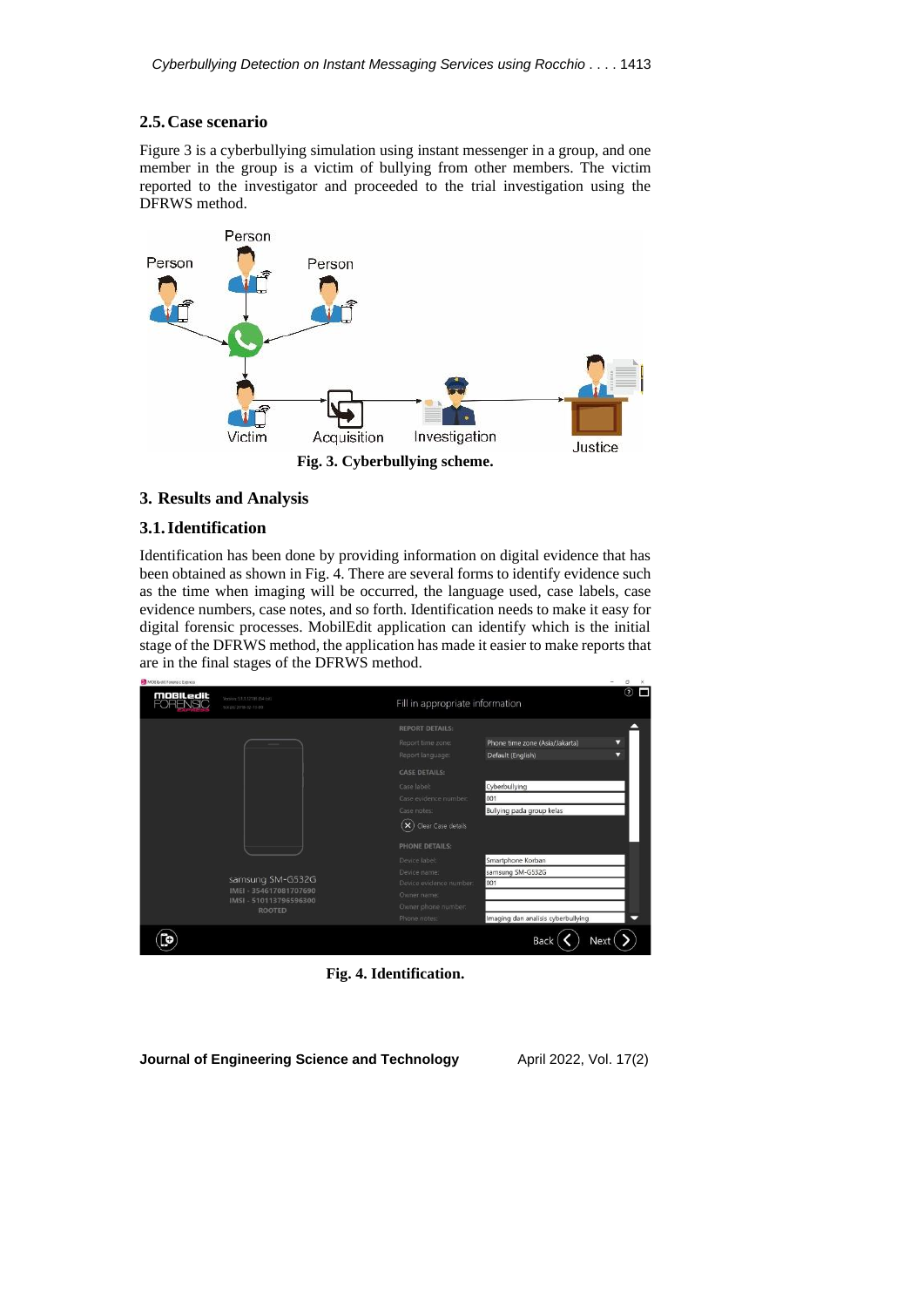## 2.5. Case scenario

Figure 3 is a cyberbullying simulation using instant messenger in a group, and one member in the group is a victim of bullying from other members. The victim reported to the investigator and proceeded to the trial investigation using the DFRWS method.

**Fig. 3. Cyberbullying scheme.**

# 3. Results and Analysis

## 3.1. Identification

Identification has been done by providing information on digital evidence that has been obtained as shown in Fig. 4. There are several forms to identify evidence such as the time when imaging will be occurred, the language used, case labels, case evidence numbers, case notes, and so forth. Identification needs to make it easy for digital forensic processes. MobilEdit application can identify which is the initial stage of the DFRWS method, the application has made it easier to make reports that are in the final stages of the DFRWS method.

**Fig. 4. Identification.**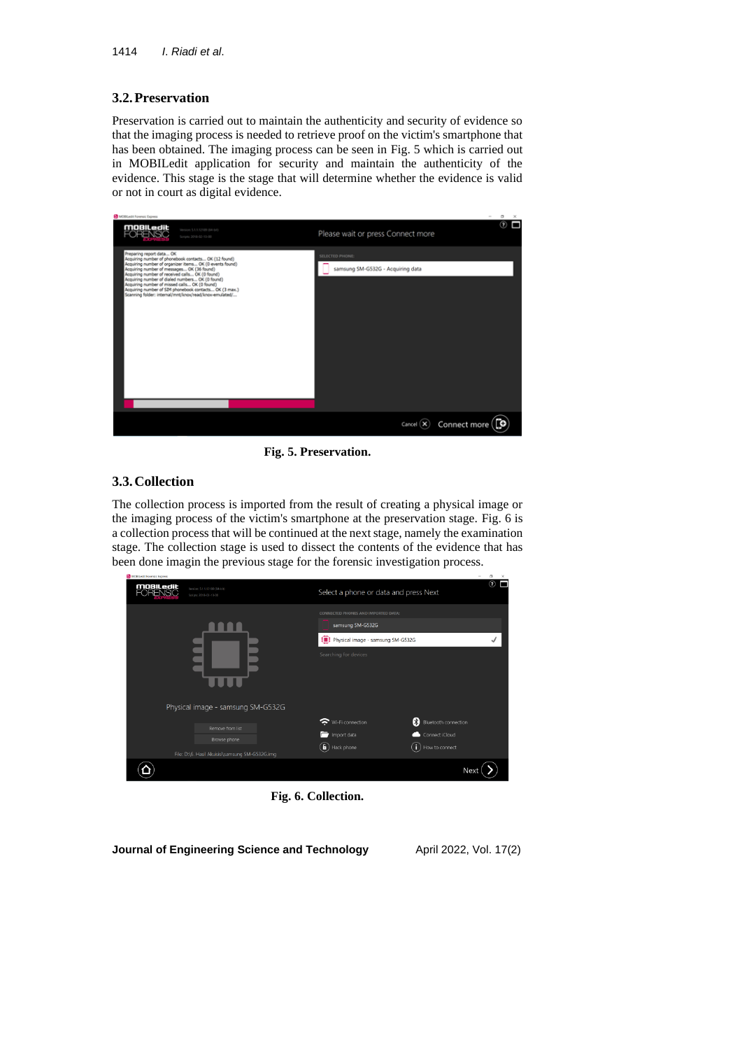## 3.2. Preservation

Preservation is carried out to maintain the authenticity and security of evidence so that the imaging process is needed to retrieve proof on the victim's smartphone that has been obtained. The imaging process can be seen in Fig. 5 which is carried out in MOBILedit application for security and maintain the authenticity of the evidence. This stage is the stage that will determine whether the evidence is valid or not in court as digital evidence.

**Fig. 5. Preservation.**

## 3.3. Collection

The collection process is imported from the result of creating a physical image or the imaging process of the victim's smartphone at the preservation stage. Fig. 6 is a collection process that will be continued at the next stage, namely the examination stage. The collection stage is used to dissect the contents of the evidence that has been done imagin the previous stage for the forensic investigation process.

**Fig. 6. Collection.**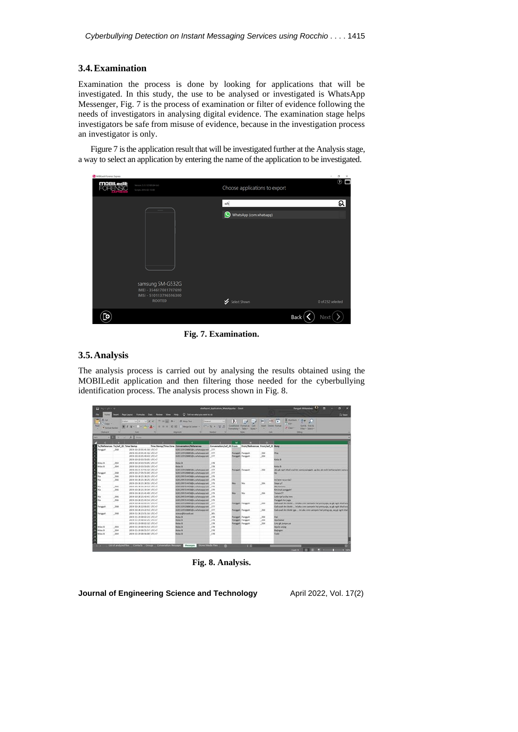### 3.4. Examination

Examination the process is done by looking for applications that will be investigated. In this study, the use to be analysed or investigated is WhatsApp Messenger, Fig. 7 is the process of examination or filter of evidence following the needs of investigators in analysing digital evidence. The examination stage helps investigators be safe from misuse of evidence, because in the investigation process an investigator is only.

Figure 7 is the application result that will be investigated further at the Analysis stage, a way to select an application by entering the name of the application to be investigated.

**Fig. 7. Examination.**

### 3.5. Analysis

The analysis process is carried out by analysing the results obtained using the MOBILedit application and then filtering those needed for the cyberbullying identification process. The analysis process shown in Fig. 8.

**Fig. 8. Analysis.**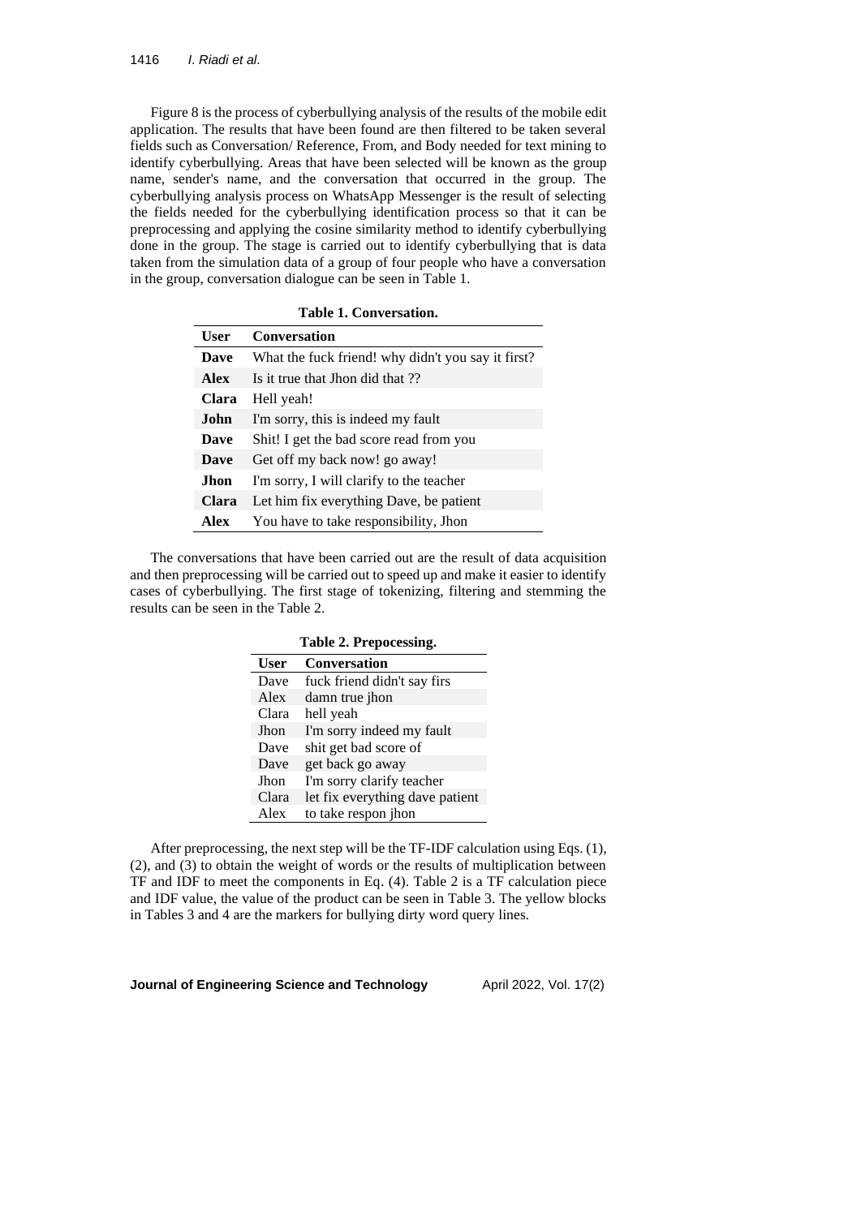Figure 8 is the process of cyberbullying analysis of the results of the mobile edit application. The results that have been found are then filtered to be taken several fields such as Conversation/ Reference, From, and Body needed for text mining to identify cyberbullying. Areas that have been selected will be known as the group name, sender's name, and the conversation that occurred in the group. The cyberbullying analysis process on WhatsApp Messenger is the result of selecting the fields needed for the cyberbullying identification process so that it can be preprocessing and applying the cosine similarity method to identify cyberbullying done in the group. The stage is carried out to identify cyberbullying that is data taken from the simulation data of a group of four people who have a conversation in the group, conversation dialogue can be seen in Table 1.

**Table 1. Conversation.**

| User | Conversation |
|---|---|
| **Dave** | What the fuck friend! why didn't you say it first? |
| **Alex** | Is it true that Jhon did that ?? |
| **Clara** | Hell yeah! |
| **John** | I'm sorry, this is indeed my fault |
| **Dave** | Shit! I get the bad score read from you |
| **Dave** | Get off my back now! go away! |
| **Jhon** | I'm sorry, I will clarify to the teacher |
| **Clara** | Let him fix everything Dave, be patient |
| **Alex** | You have to take responsibility, Jhon |

The conversations that have been carried out are the result of data acquisition and then preprocessing will be carried out to speed up and make it easier to identify cases of cyberbullying. The first stage of tokenizing, filtering and stemming the results can be seen in the Table 2.

**Table 2. Prepocessing.**

| User | Conversation |
|---|---|
| Dave | fuck friend didn't say firs |
| Alex | damn true jhon |
| Clara | hell yeah |
| Jhon | I'm sorry indeed my fault |
| Dave | shit get bad score of |
| Dave | get back go away |
| Jhon | I'm sorry clarify teacher |
| Clara | let fix everything dave patient |
| Alex | to take respon jhon |

After preprocessing, the next step will be the TF-IDF calculation using Eqs. (1), (2), and (3) to obtain the weight of words or the results of multiplication between TF and IDF to meet the components in Eq. (4). Table 2 is a TF calculation piece and IDF value, the value of the product can be seen in Table 3. The yellow blocks in Tables 3 and 4 are the markers for bullying dirty word query lines.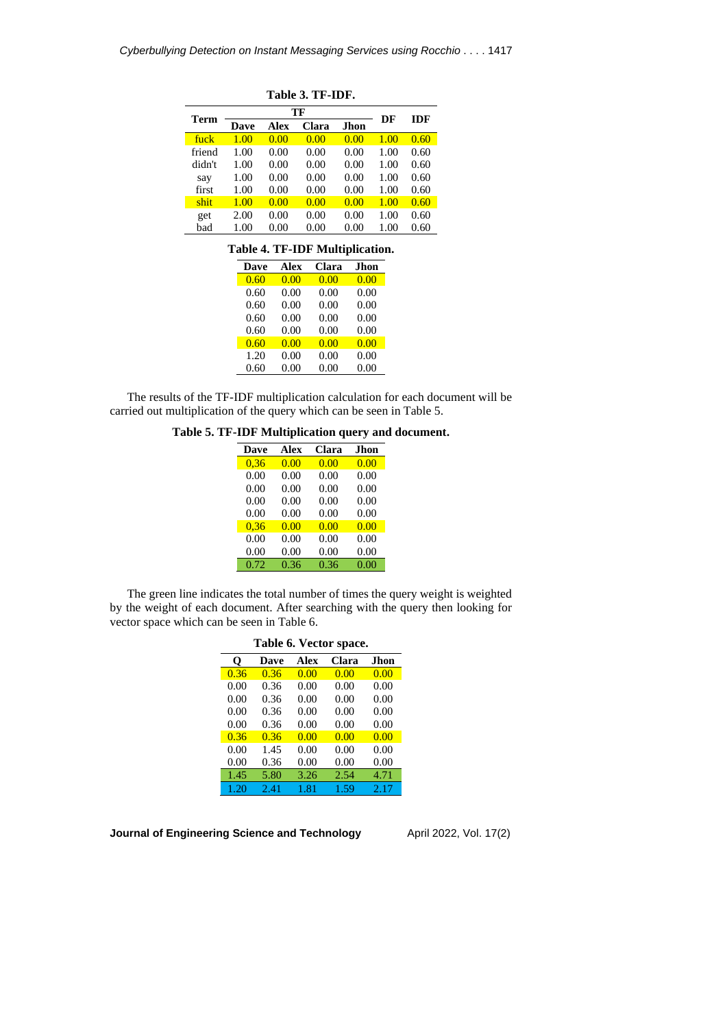**Table 3. TF-IDF.**

| Term | TF | | | | DF | IDF |
|---|---|---|---|---|---|---|
| | Dave | Alex | Clara | Jhon | | |
| fuck | 1.00 | 0.00 | 0.00 | 0.00 | 1.00 | 0.60 |
| friend | 1.00 | 0.00 | 0.00 | 0.00 | 1.00 | 0.60 |
| didn't | 1.00 | 0.00 | 0.00 | 0.00 | 1.00 | 0.60 |
| say | 1.00 | 0.00 | 0.00 | 0.00 | 1.00 | 0.60 |
| first | 1.00 | 0.00 | 0.00 | 0.00 | 1.00 | 0.60 |
| shit | 1.00 | 0.00 | 0.00 | 0.00 | 1.00 | 0.60 |
| get | 2.00 | 0.00 | 0.00 | 0.00 | 1.00 | 0.60 |
| bad | 1.00 | 0.00 | 0.00 | 0.00 | 1.00 | 0.60 |

**Table 4. TF-IDF Multiplication.**

| Dave | Alex | Clara | Jhon |
|---|---|---|---|
| 0.60 | 0.00 | 0.00 | 0.00 |
| 0.60 | 0.00 | 0.00 | 0.00 |
| 0.60 | 0.00 | 0.00 | 0.00 |
| 0.60 | 0.00 | 0.00 | 0.00 |
| 0.60 | 0.00 | 0.00 | 0.00 |
| 0.60 | 0.00 | 0.00 | 0.00 |
| 1.20 | 0.00 | 0.00 | 0.00 |
| 0.60 | 0.00 | 0.00 | 0.00 |

The results of the TF-IDF multiplication calculation for each document will be carried out multiplication of the query which can be seen in Table 5.

**Table 5. TF-IDF Multiplication query and document.**

| Dave | Alex | Clara | Jhon |
|---|---|---|---|
| 0,36 | 0.00 | 0.00 | 0.00 |
| 0.00 | 0.00 | 0.00 | 0.00 |
| 0.00 | 0.00 | 0.00 | 0.00 |
| 0.00 | 0.00 | 0.00 | 0.00 |
| 0.00 | 0.00 | 0.00 | 0.00 |
| 0,36 | 0.00 | 0.00 | 0.00 |
| 0.00 | 0.00 | 0.00 | 0.00 |
| 0.00 | 0.00 | 0.00 | 0.00 |
| 0.72 | 0.36 | 0.36 | 0.00 |

The green line indicates the total number of times the query weight is weighted by the weight of each document. After searching with the query then looking for vector space which can be seen in Table 6.

**Table 6. Vector space.**

| Q | Dave | Alex | Clara | Jhon |
|---|---|---|---|---|
| 0.36 | 0.36 | 0.00 | 0.00 | 0.00 |
| 0.00 | 0.36 | 0.00 | 0.00 | 0.00 |
| 0.00 | 0.36 | 0.00 | 0.00 | 0.00 |
| 0.00 | 0.36 | 0.00 | 0.00 | 0.00 |
| 0.00 | 0.36 | 0.00 | 0.00 | 0.00 |
| 0.36 | 0.36 | 0.00 | 0.00 | 0.00 |
| 0.00 | 1.45 | 0.00 | 0.00 | 0.00 |
| 0.00 | 0.36 | 0.00 | 0.00 | 0.00 |
| 1.45 | 5.80 | 3.26 | 2.54 | 4.71 |
| 1.20 | 2.41 | 1.81 | 1.59 | 2.17 |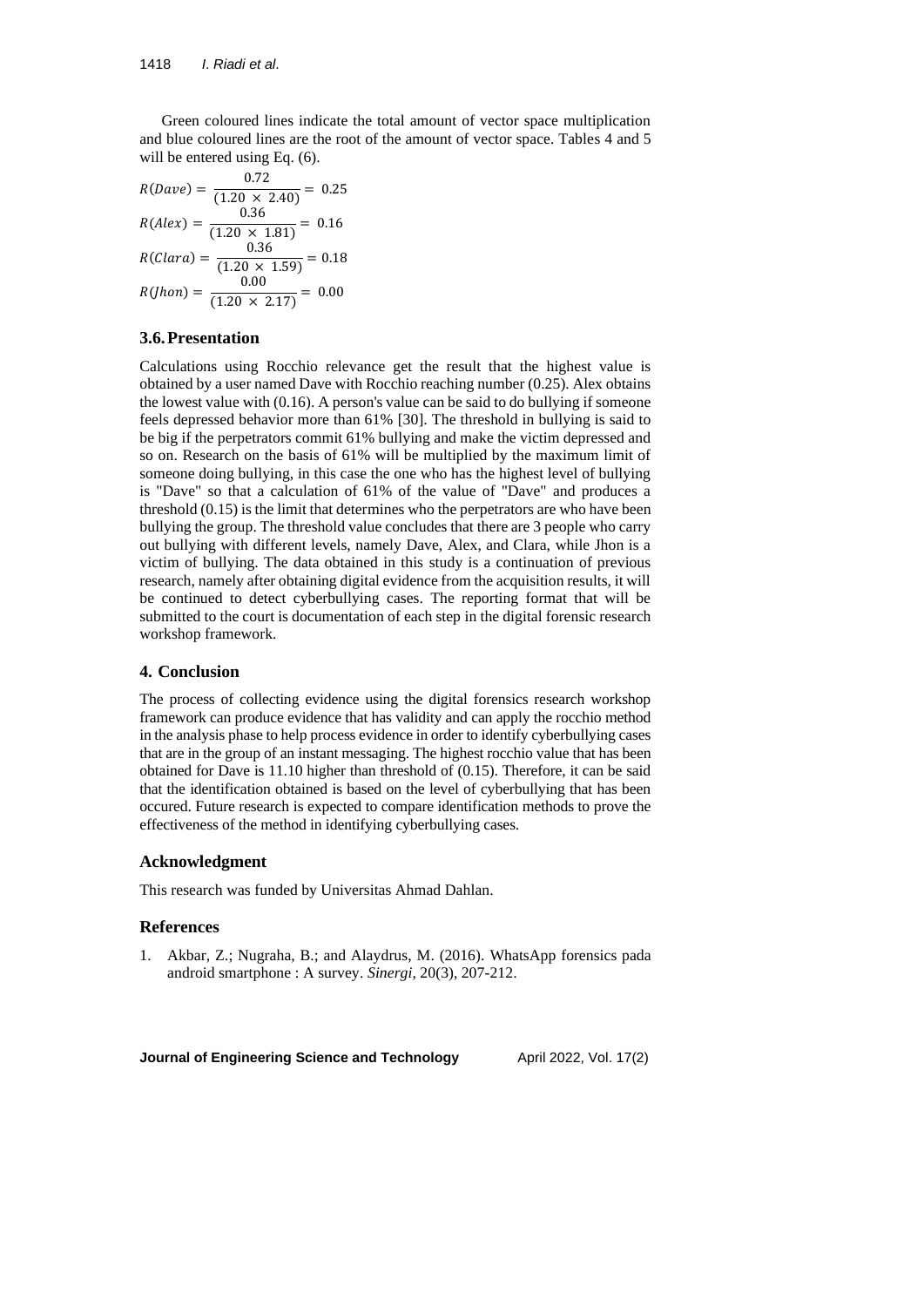Green coloured lines indicate the total amount of vector space multiplication and blue coloured lines are the root of the amount of vector space. Tables 4 and 5 will be entered using Eq. (6).

$$R(Dave) = \frac{0.72}{(1.20 \times 2.40)} = 0.25$$

$$R(Alex) = \frac{0.36}{(1.20 \times 1.81)} = 0.16$$

$$R(Clara) = \frac{0.36}{(1.20 \times 1.59)} = 0.18$$

$$R(Jhon) = \frac{0.00}{(1.20 \times 2.17)} = 0.00$$

## 3.6. Presentation

Calculations using Rocchio relevance get the result that the highest value is obtained by a user named Dave with Rocchio reaching number (0.25). Alex obtains the lowest value with (0.16). A person's value can be said to do bullying if someone feels depressed behavior more than 61% [30]. The threshold in bullying is said to be big if the perpetrators commit 61% bullying and make the victim depressed and so on. Research on the basis of 61% will be multiplied by the maximum limit of someone doing bullying, in this case the one who has the highest level of bullying is "Dave" so that a calculation of 61% of the value of "Dave" and produces a threshold (0.15) is the limit that determines who the perpetrators are who have been bullying the group. The threshold value concludes that there are 3 people who carry out bullying with different levels, namely Dave, Alex, and Clara, while Jhon is a victim of bullying. The data obtained in this study is a continuation of previous research, namely after obtaining digital evidence from the acquisition results, it will be continued to detect cyberbullying cases. The reporting format that will be submitted to the court is documentation of each step in the digital forensic research workshop framework.

# 4. Conclusion

The process of collecting evidence using the digital forensics research workshop framework can produce evidence that has validity and can apply the rocchio method in the analysis phase to help process evidence in order to identify cyberbullying cases that are in the group of an instant messaging. The highest rocchio value that has been obtained for Dave is 11.10 higher than threshold of (0.15). Therefore, it can be said that the identification obtained is based on the level of cyberbullying that has been occured. Future research is expected to compare identification methods to prove the effectiveness of the method in identifying cyberbullying cases.

## Acknowledgment

This research was funded by Universitas Ahmad Dahlan.

## References

1. Akbar, Z.; Nugraha, B.; and Alaydrus, M. (2016). WhatsApp forensics pada android smartphone : A survey. *Sinergi*, 20(3), 207-212.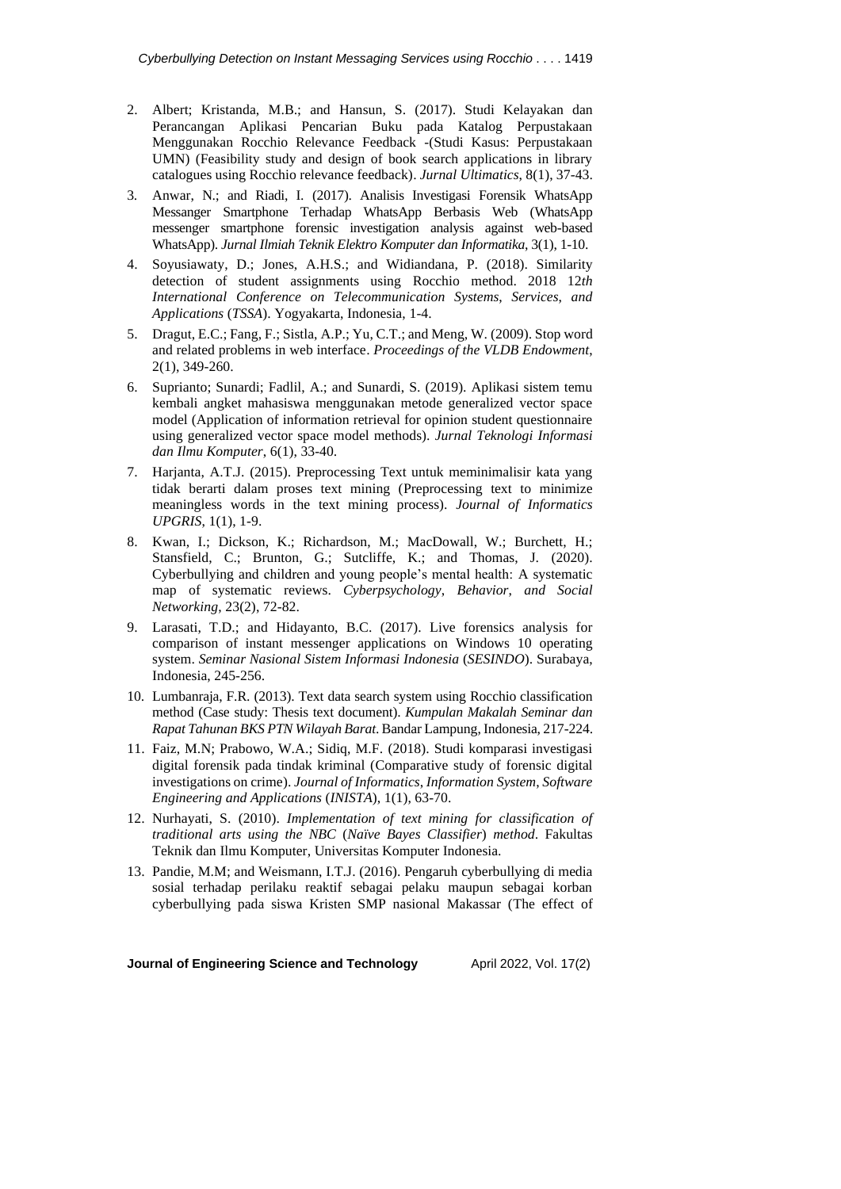2. Albert; Kristanda, M.B.; and Hansun, S. (2017). Studi Kelayakan dan Perancangan Aplikasi Pencarian Buku pada Katalog Perpustakaan Menggunakan Rocchio Relevance Feedback -(Studi Kasus: Perpustakaan UMN) (Feasibility study and design of book search applications in library catalogues using Rocchio relevance feedback). *Jurnal Ultimatics*, 8(1), 37-43.
3. Anwar, N.; and Riadi, I. (2017). Analisis Investigasi Forensik WhatsApp Messanger Smartphone Terhadap WhatsApp Berbasis Web (WhatsApp messenger smartphone forensic investigation analysis against web-based WhatsApp). *Jurnal Ilmiah Teknik Elektro Komputer dan Informatika*, 3(1), 1-10.
4. Soyusiawaty, D.; Jones, A.H.S.; and Widiandana, P. (2018). Similarity detection of student assignments using Rocchio method. 2018 12*th International Conference on Telecommunication Systems, Services, and Applications* (*TSSA*). Yogyakarta, Indonesia, 1-4.
5. Dragut, E.C.; Fang, F.; Sistla, A.P.; Yu, C.T.; and Meng, W. (2009). Stop word and related problems in web interface. *Proceedings of the VLDB Endowment*, 2(1), 349-260.
6. Suprianto; Sunardi; Fadlil, A.; and Sunardi, S. (2019). Aplikasi sistem temu kembali angket mahasiswa menggunakan metode generalized vector space model (Application of information retrieval for opinion student questionnaire using generalized vector space model methods). *Jurnal Teknologi Informasi dan Ilmu Komputer*, 6(1), 33-40.
7. Harjanta, A.T.J. (2015). Preprocessing Text untuk meminimalisir kata yang tidak berarti dalam proses text mining (Preprocessing text to minimize meaningless words in the text mining process). *Journal of Informatics UPGRIS*, 1(1), 1-9.
8. Kwan, I.; Dickson, K.; Richardson, M.; MacDowall, W.; Burchett, H.; Stansfield, C.; Brunton, G.; Sutcliffe, K.; and Thomas, J. (2020). Cyberbullying and children and young people's mental health: A systematic map of systematic reviews. *Cyberpsychology, Behavior, and Social Networking*, 23(2), 72-82.
9. Larasati, T.D.; and Hidayanto, B.C. (2017). Live forensics analysis for comparison of instant messenger applications on Windows 10 operating system. *Seminar Nasional Sistem Informasi Indonesia* (*SESINDO*). Surabaya, Indonesia, 245-256.
10. Lumbanraja, F.R. (2013). Text data search system using Rocchio classification method (Case study: Thesis text document). *Kumpulan Makalah Seminar dan Rapat Tahunan BKS PTN Wilayah Barat*. Bandar Lampung, Indonesia, 217-224.
11. Faiz, M.N; Prabowo, W.A.; Sidiq, M.F. (2018). Studi komparasi investigasi digital forensik pada tindak kriminal (Comparative study of forensic digital investigations on crime). *Journal of Informatics, Information System, Software Engineering and Applications* (*INISTA*), 1(1), 63-70.
12. Nurhayati, S. (2010). *Implementation of text mining for classification of traditional arts using the NBC* (*Naïve Bayes Classifier*) *method*. Fakultas Teknik dan Ilmu Komputer, Universitas Komputer Indonesia.
13. Pandie, M.M; and Weismann, I.T.J. (2016). Pengaruh cyberbullying di media sosial terhadap perilaku reaktif sebagai pelaku maupun sebagai korban cyberbullying pada siswa Kristen SMP nasional Makassar (The effect of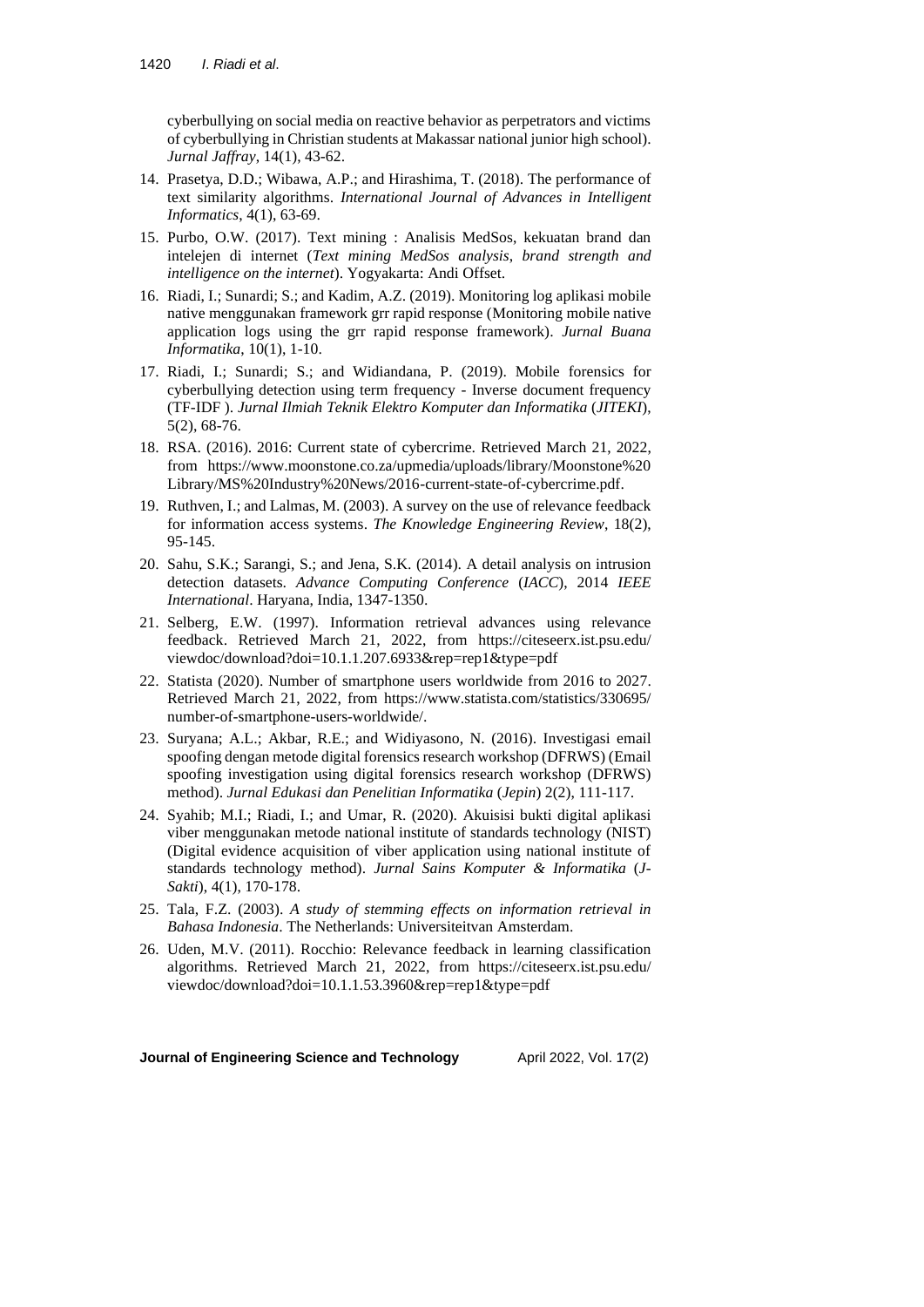cyberbullying on social media on reactive behavior as perpetrators and victims of cyberbullying in Christian students at Makassar national junior high school). *Jurnal Jaffray*, 14(1), 43-62.

14. Prasetya, D.D.; Wibawa, A.P.; and Hirashima, T. (2018). The performance of text similarity algorithms. *International Journal of Advances in Intelligent Informatics*, 4(1), 63-69.
15. Purbo, O.W. (2017). Text mining : Analisis MedSos, kekuatan brand dan intelejen di internet (*Text mining MedSos analysis, brand strength and intelligence on the internet*). Yogyakarta: Andi Offset.
16. Riadi, I.; Sunardi; S.; and Kadim, A.Z. (2019). Monitoring log aplikasi mobile native menggunakan framework grr rapid response (Monitoring mobile native application logs using the grr rapid response framework). *Jurnal Buana Informatika*, 10(1), 1-10.
17. Riadi, I.; Sunardi; S.; and Widiandana, P. (2019). Mobile forensics for cyberbullying detection using term frequency - Inverse document frequency (TF-IDF ). *Jurnal Ilmiah Teknik Elektro Komputer dan Informatika* (*JITEKI*), 5(2), 68-76.
18. RSA. (2016). 2016: Current state of cybercrime. Retrieved March 21, 2022, from https://www.moonstone.co.za/upmedia/uploads/library/Moonstone%20Library/MS%20Industry%20News/2016-current-state-of-cybercrime.pdf.
19. Ruthven, I.; and Lalmas, M. (2003). A survey on the use of relevance feedback for information access systems. *The Knowledge Engineering Review*, 18(2), 95-145.
20. Sahu, S.K.; Sarangi, S.; and Jena, S.K. (2014). A detail analysis on intrusion detection datasets. *Advance Computing Conference* (*IACC*), 2014 *IEEE International*. Haryana, India, 1347-1350.
21. Selberg, E.W. (1997). Information retrieval advances using relevance feedback. Retrieved March 21, 2022, from https://citeseerx.ist.psu.edu/viewdoc/download?doi=10.1.1.207.6933&rep=rep1&type=pdf
22. Statista (2020). Number of smartphone users worldwide from 2016 to 2027. Retrieved March 21, 2022, from https://www.statista.com/statistics/330695/number-of-smartphone-users-worldwide/.
23. Suryana; A.L.; Akbar, R.E.; and Widiyasono, N. (2016). Investigasi email spoofing dengan metode digital forensics research workshop (DFRWS) (Email spoofing investigation using digital forensics research workshop (DFRWS) method). *Jurnal Edukasi dan Penelitian Informatika* (*Jepin*) 2(2), 111-117.
24. Syahib; M.I.; Riadi, I.; and Umar, R. (2020). Akuisisi bukti digital aplikasi viber menggunakan metode national institute of standards technology (NIST) (Digital evidence acquisition of viber application using national institute of standards technology method). *Jurnal Sains Komputer & Informatika* (*J-Sakti*), 4(1), 170-178.
25. Tala, F.Z. (2003). *A study of stemming effects on information retrieval in Bahasa Indonesia*. The Netherlands: Universiteitvan Amsterdam.
26. Uden, M.V. (2011). Rocchio: Relevance feedback in learning classification algorithms. Retrieved March 21, 2022, from https://citeseerx.ist.psu.edu/viewdoc/download?doi=10.1.1.53.3960&rep=rep1&type=pdf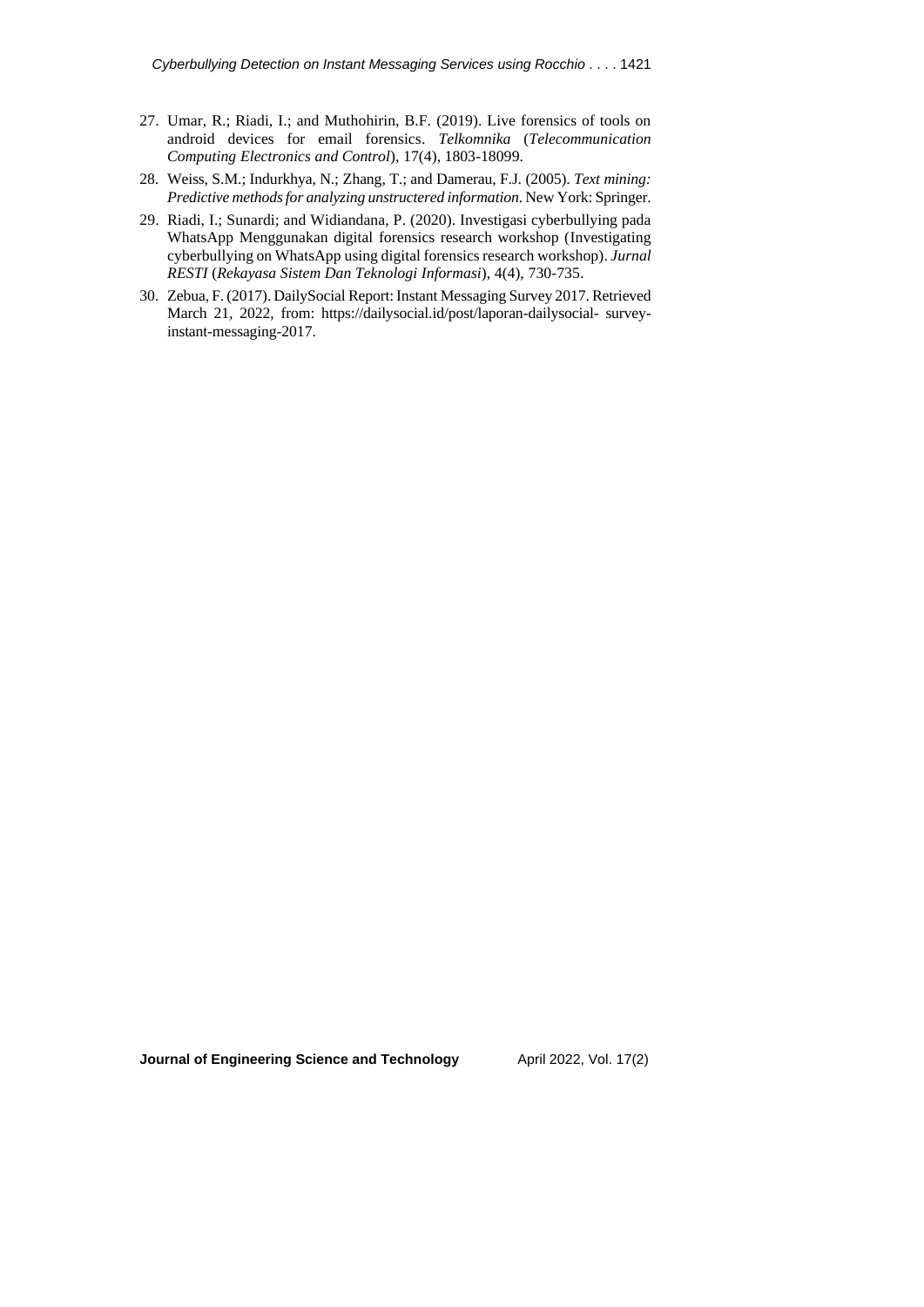27. Umar, R.; Riadi, I.; and Muthohirin, B.F. (2019). Live forensics of tools on android devices for email forensics. *Telkomnika* (*Telecommunication Computing Electronics and Control*), 17(4), 1803-18099.
28. Weiss, S.M.; Indurkhya, N.; Zhang, T.; and Damerau, F.J. (2005). *Text mining: Predictive methods for analyzing unstructered information*. New York: Springer.
29. Riadi, I.; Sunardi; and Widiandana, P. (2020). Investigasi cyberbullying pada WhatsApp Menggunakan digital forensics research workshop (Investigating cyberbullying on WhatsApp using digital forensics research workshop). *Jurnal RESTI* (*Rekayasa Sistem Dan Teknologi Informasi*), 4(4), 730-735.
30. Zebua, F. (2017). DailySocial Report: Instant Messaging Survey 2017. Retrieved March 21, 2022, from: https://dailysocial.id/post/laporan-dailysocial- survey-instant-messaging-2017.